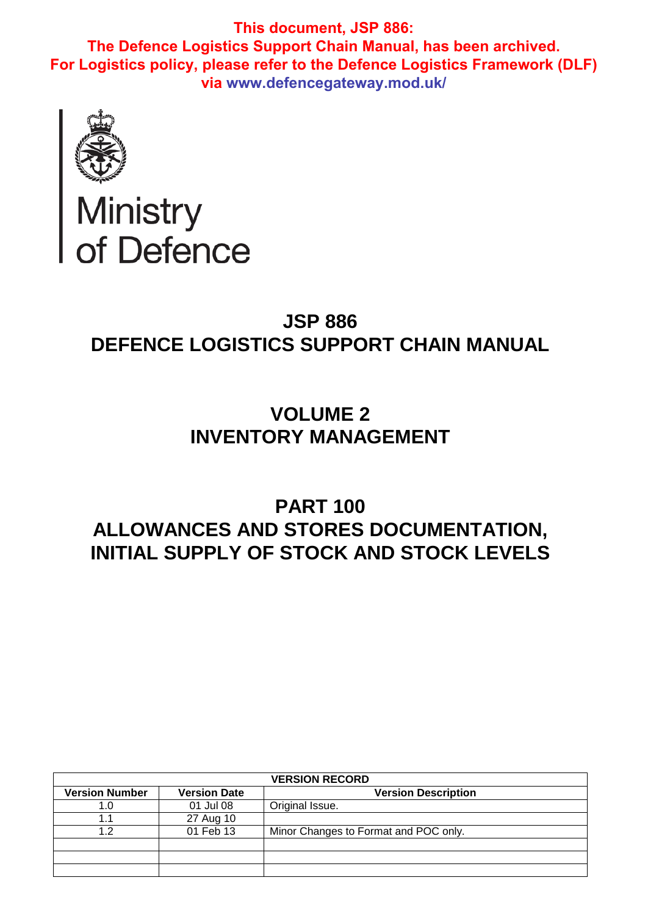**This document, JSP 886:**
**The Defence Logistics Support Chain Manual, has been archived.**
**For Logistics policy, please refer to the Defence Logistics Framework (DLF) via www.defencegateway.mod.uk/**

Ministry of Defence

# JSP 886
# DEFENCE LOGISTICS SUPPORT CHAIN MANUAL

## VOLUME 2
## INVENTORY MANAGEMENT

## PART 100
## ALLOWANCES AND STORES DOCUMENTATION, INITIAL SUPPLY OF STOCK AND STOCK LEVELS

| VERSION RECORD | | |
|---|---|---|
| **Version Number** | **Version Date** | **Version Description** |
| 1.0 | 01 Jul 08 | Original Issue. |
| 1.1 | 27 Aug 10 | |
| 1.2 | 01 Feb 13 | Minor Changes to Format and POC only. |
| | | |
| | | |
| | | |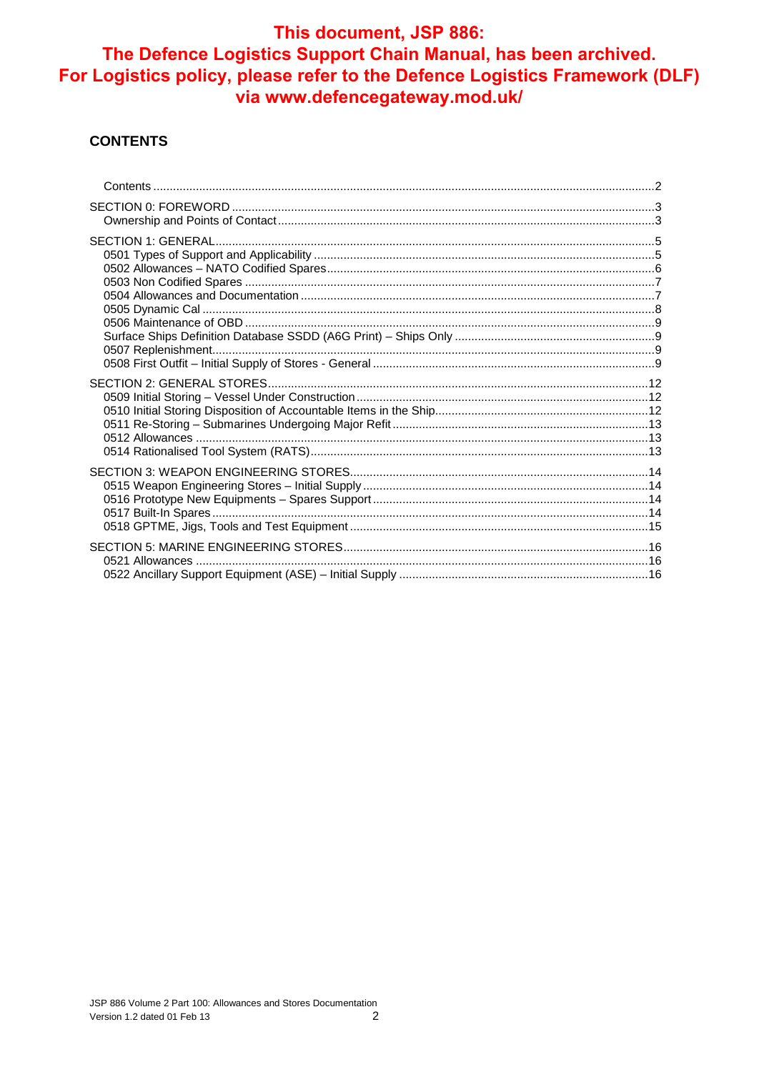**This document, JSP 886:
The Defence Logistics Support Chain Manual, has been archived.
For Logistics policy, please refer to the Defence Logistics Framework (DLF)
via www.defencegateway.mod.uk/**

## CONTENTS

Contents ....................................................................................................................... 2

SECTION 0: FOREWORD ............................................................................................ 3
- Ownership and Points of Contact ............................................................................. 3

SECTION 1: GENERAL .................................................................................................. 5
- 0501 Types of Support and Applicability ................................................................. 5
- 0502 Allowances – NATO Codified Spares ................................................................. 6
- 0503 Non Codified Spares ........................................................................................ 7
- 0504 Allowances and Documentation ....................................................................... 7
- 0505 Dynamic Cal .................................................................................................... 8
- 0506 Maintenance of OBD ....................................................................................... 9
- Surface Ships Definition Database SSDD (A6G Print) – Ships Only ............................ 9
- 0507 Replenishment ................................................................................................. 9
- 0508 First Outfit – Initial Supply of Stores - General .................................................. 9

SECTION 2: GENERAL STORES ................................................................................. 12
- 0509 Initial Storing – Vessel Under Construction ..................................................... 12
- 0510 Initial Storing Disposition of Accountable Items in the Ship ............................... 12
- 0511 Re-Storing – Submarines Undergoing Major Refit ............................................ 13
- 0512 Allowances .................................................................................................... 13
- 0514 Rationalised Tool System (RATS) ................................................................... 13

SECTION 3: WEAPON ENGINEERING STORES ......................................................... 14
- 0515 Weapon Engineering Stores – Initial Supply ..................................................... 14
- 0516 Prototype New Equipments – Spares Support .................................................. 14
- 0517 Built-In Spares ............................................................................................... 14
- 0518 GPTME, Jigs, Tools and Test Equipment .......................................................... 15

SECTION 5: MARINE ENGINEERING STORES ........................................................... 16
- 0521 Allowances .................................................................................................... 16
- 0522 Ancillary Support Equipment (ASE) – Initial Supply .......................................... 16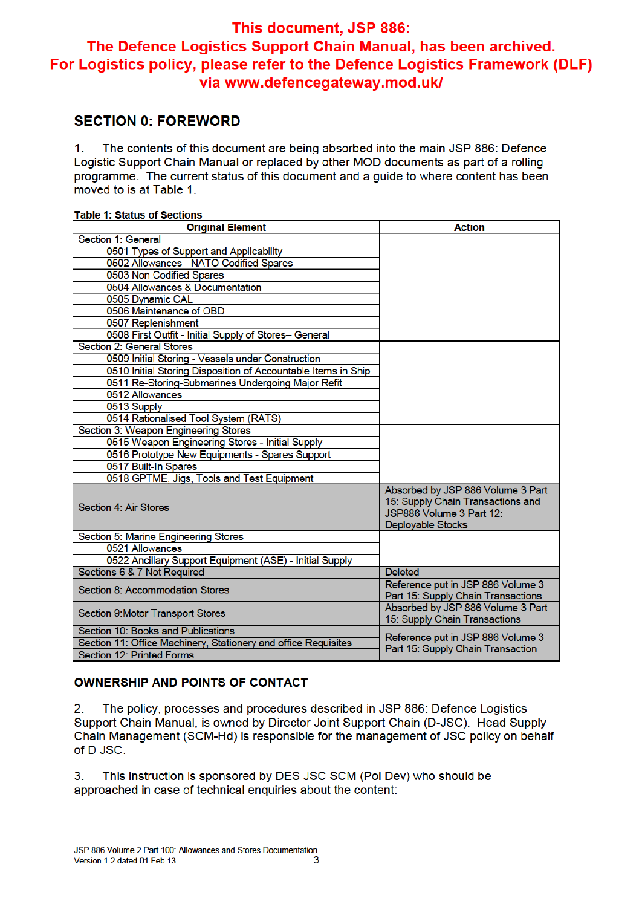**This document, JSP 886:**
**The Defence Logistics Support Chain Manual, has been archived.**
**For Logistics policy, please refer to the Defence Logistics Framework (DLF) via www.defencegateway.mod.uk/**

## SECTION 0: FOREWORD

1. The contents of this document are being absorbed into the main JSP 886: Defence Logistic Support Chain Manual or replaced by other MOD documents as part of a rolling programme. The current status of this document and a guide to where content has been moved to is at Table 1.

**Table 1: Status of Sections**

| Original Element | Action |
|---|---|
| Section 1: General | |
| 0501 Types of Support and Applicability | |
| 0502 Allowances - NATO Codified Spares | |
| 0503 Non Codified Spares | |
| 0504 Allowances & Documentation | |
| 0505 Dynamic CAL | |
| 0506 Maintenance of OBD | |
| 0507 Replenishment | |
| 0508 First Outfit - Initial Supply of Stores– General | |
| Section 2: General Stores | |
| 0509 Initial Storing - Vessels under Construction | |
| 0510 Initial Storing Disposition of Accountable Items in Ship | |
| 0511 Re-Storing-Submarines Undergoing Major Refit | |
| 0512 Allowances | |
| 0513 Supply | |
| 0514 Rationalised Tool System (RATS) | |
| Section 3: Weapon Engineering Stores | |
| 0515 Weapon Engineering Stores - Initial Supply | |
| 0516 Prototype New Equipments - Spares Support | |
| 0517 Built-In Spares | |
| 0518 GPTME, Jigs, Tools and Test Equipment | |
| Section 4: Air Stores | Absorbed by JSP 886 Volume 3 Part 15: Supply Chain Transactions and JSP886 Volume 3 Part 12: Deployable Stocks |
| Section 5: Marine Engineering Stores | |
| 0521 Allowances | |
| 0522 Ancillary Support Equipment (ASE) - Initial Supply | |
| Sections 6 & 7 Not Required | Deleted |
| Section 8: Accommodation Stores | Reference put in JSP 886 Volume 3 Part 15: Supply Chain Transactions |
| Section 9:Motor Transport Stores | Absorbed by JSP 886 Volume 3 Part 15: Supply Chain Transactions |
| Section 10: Books and Publications | Reference put in JSP 886 Volume 3 Part 15: Supply Chain Transaction |
| Section 11: Office Machinery, Stationery and office Requisites | |
| Section 12: Printed Forms | |

### OWNERSHIP AND POINTS OF CONTACT

2. The policy, processes and procedures described in JSP 886: Defence Logistics Support Chain Manual, is owned by Director Joint Support Chain (D-JSC). Head Supply Chain Management (SCM-Hd) is responsible for the management of JSC policy on behalf of D JSC.

3. This instruction is sponsored by DES JSC SCM (Pol Dev) who should be approached in case of technical enquiries about the content: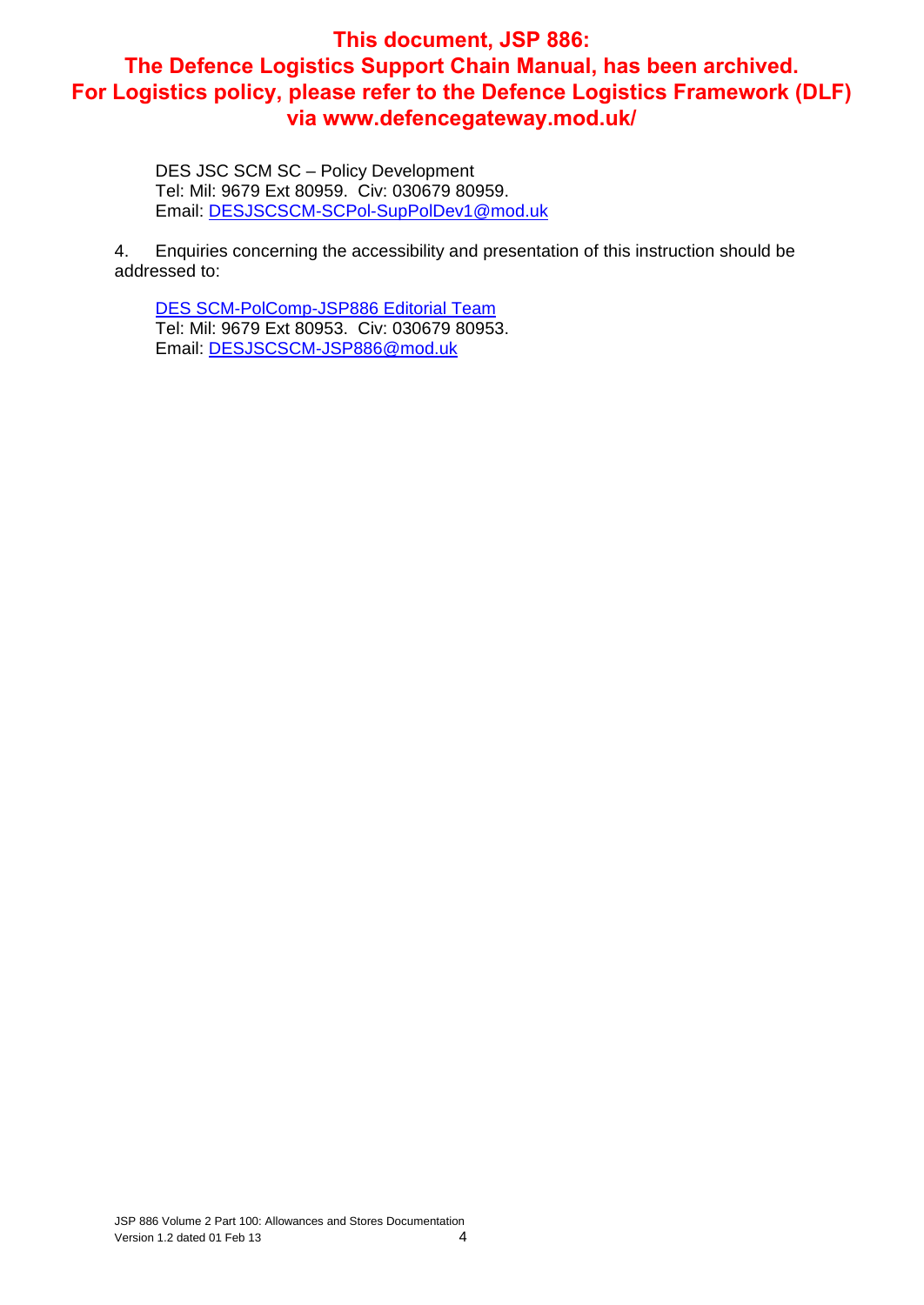**This document, JSP 886: The Defence Logistics Support Chain Manual, has been archived. For Logistics policy, please refer to the Defence Logistics Framework (DLF) via www.defencegateway.mod.uk/**

DES JSC SCM SC – Policy Development
Tel: Mil: 9679 Ext 80959. Civ: 030679 80959.
Email: DESJSCSCM-SCPol-SupPolDev1@mod.uk

4. Enquiries concerning the accessibility and presentation of this instruction should be addressed to:

DES SCM-PolComp-JSP886 Editorial Team
Tel: Mil: 9679 Ext 80953. Civ: 030679 80953.
Email: DESJSCSCM-JSP886@mod.uk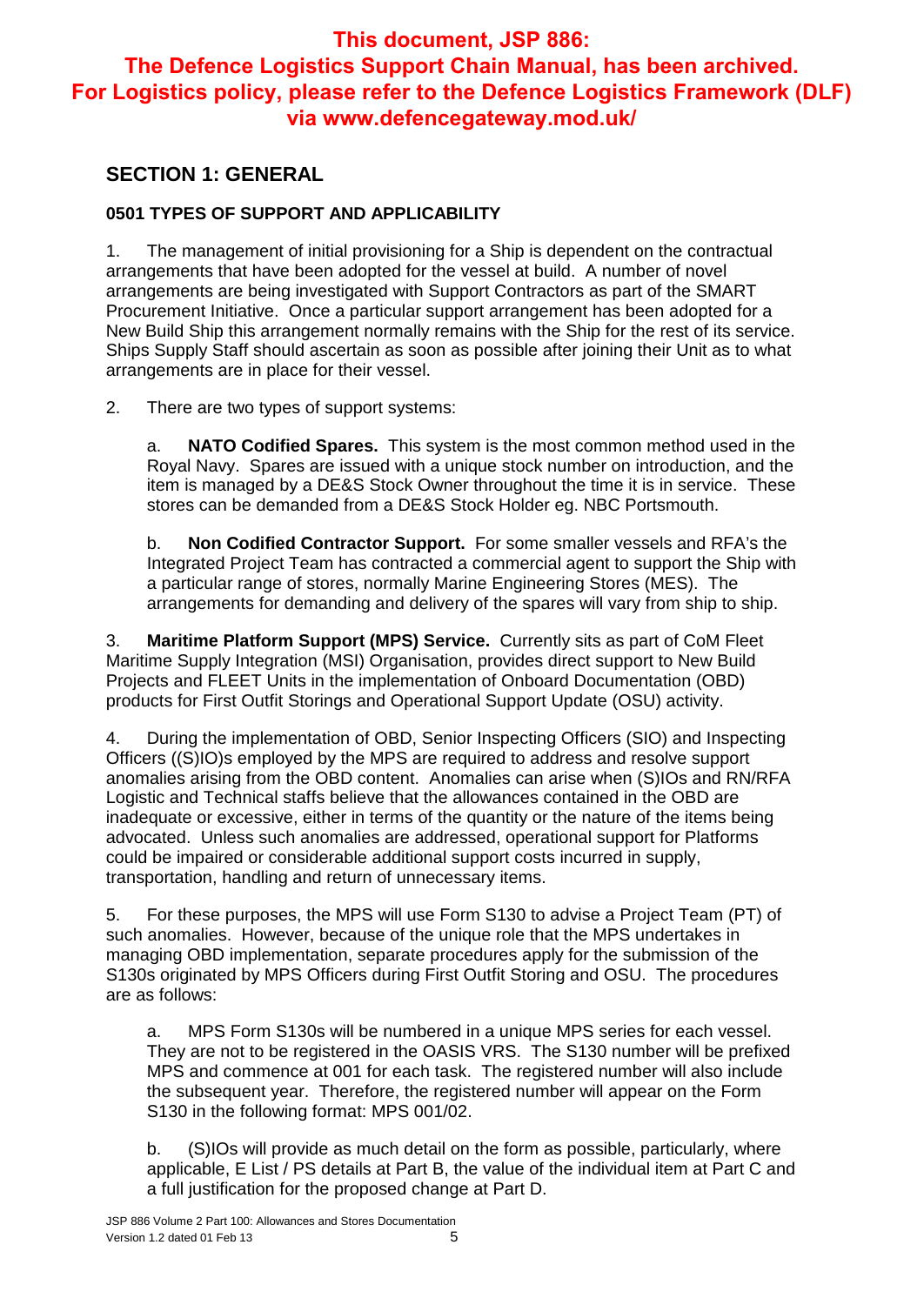**This document, JSP 886: The Defence Logistics Support Chain Manual, has been archived. For Logistics policy, please refer to the Defence Logistics Framework (DLF) via www.defencegateway.mod.uk/**

## SECTION 1: GENERAL

### 0501 TYPES OF SUPPORT AND APPLICABILITY

1. The management of initial provisioning for a Ship is dependent on the contractual arrangements that have been adopted for the vessel at build. A number of novel arrangements are being investigated with Support Contractors as part of the SMART Procurement Initiative. Once a particular support arrangement has been adopted for a New Build Ship this arrangement normally remains with the Ship for the rest of its service. Ships Supply Staff should ascertain as soon as possible after joining their Unit as to what arrangements are in place for their vessel.

2. There are two types of support systems:

   a. **NATO Codified Spares.** This system is the most common method used in the Royal Navy. Spares are issued with a unique stock number on introduction, and the item is managed by a DE&S Stock Owner throughout the time it is in service. These stores can be demanded from a DE&S Stock Holder eg. NBC Portsmouth.

   b. **Non Codified Contractor Support.** For some smaller vessels and RFA's the Integrated Project Team has contracted a commercial agent to support the Ship with a particular range of stores, normally Marine Engineering Stores (MES). The arrangements for demanding and delivery of the spares will vary from ship to ship.

3. **Maritime Platform Support (MPS) Service.** Currently sits as part of CoM Fleet Maritime Supply Integration (MSI) Organisation, provides direct support to New Build Projects and FLEET Units in the implementation of Onboard Documentation (OBD) products for First Outfit Storings and Operational Support Update (OSU) activity.

4. During the implementation of OBD, Senior Inspecting Officers (SIO) and Inspecting Officers ((S)IO)s employed by the MPS are required to address and resolve support anomalies arising from the OBD content. Anomalies can arise when (S)IOs and RN/RFA Logistic and Technical staffs believe that the allowances contained in the OBD are inadequate or excessive, either in terms of the quantity or the nature of the items being advocated. Unless such anomalies are addressed, operational support for Platforms could be impaired or considerable additional support costs incurred in supply, transportation, handling and return of unnecessary items.

5. For these purposes, the MPS will use Form S130 to advise a Project Team (PT) of such anomalies. However, because of the unique role that the MPS undertakes in managing OBD implementation, separate procedures apply for the submission of the S130s originated by MPS Officers during First Outfit Storing and OSU. The procedures are as follows:

   a. MPS Form S130s will be numbered in a unique MPS series for each vessel. They are not to be registered in the OASIS VRS. The S130 number will be prefixed MPS and commence at 001 for each task. The registered number will also include the subsequent year. Therefore, the registered number will appear on the Form S130 in the following format: MPS 001/02.

   b. (S)IOs will provide as much detail on the form as possible, particularly, where applicable, E List / PS details at Part B, the value of the individual item at Part C and a full justification for the proposed change at Part D.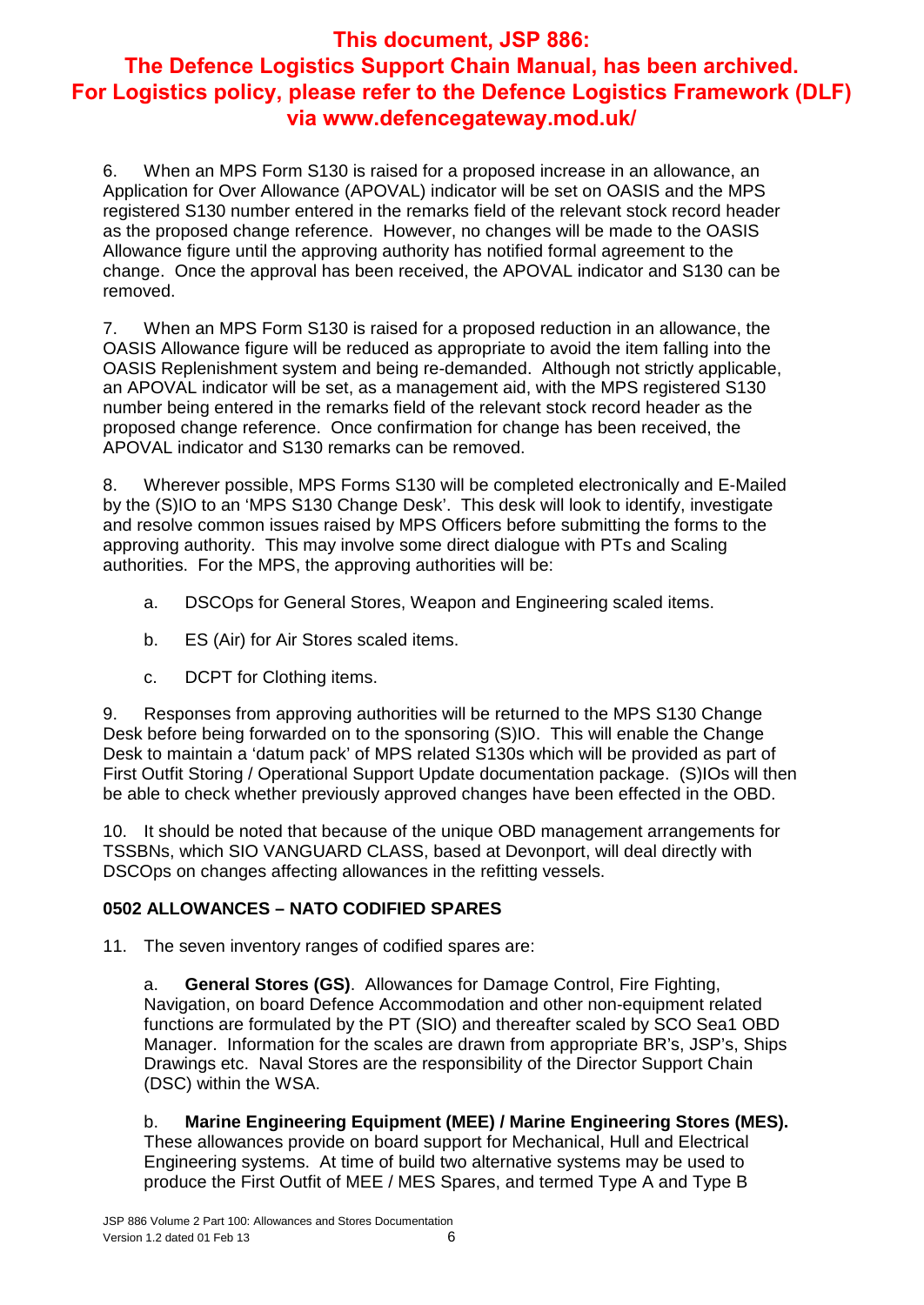**This document, JSP 886: The Defence Logistics Support Chain Manual, has been archived. For Logistics policy, please refer to the Defence Logistics Framework (DLF) via www.defencegateway.mod.uk/**

6. When an MPS Form S130 is raised for a proposed increase in an allowance, an Application for Over Allowance (APOVAL) indicator will be set on OASIS and the MPS registered S130 number entered in the remarks field of the relevant stock record header as the proposed change reference. However, no changes will be made to the OASIS Allowance figure until the approving authority has notified formal agreement to the change. Once the approval has been received, the APOVAL indicator and S130 can be removed.

7. When an MPS Form S130 is raised for a proposed reduction in an allowance, the OASIS Allowance figure will be reduced as appropriate to avoid the item falling into the OASIS Replenishment system and being re-demanded. Although not strictly applicable, an APOVAL indicator will be set, as a management aid, with the MPS registered S130 number being entered in the remarks field of the relevant stock record header as the proposed change reference. Once confirmation for change has been received, the APOVAL indicator and S130 remarks can be removed.

8. Wherever possible, MPS Forms S130 will be completed electronically and E-Mailed by the (S)IO to an 'MPS S130 Change Desk'. This desk will look to identify, investigate and resolve common issues raised by MPS Officers before submitting the forms to the approving authority. This may involve some direct dialogue with PTs and Scaling authorities. For the MPS, the approving authorities will be:

   a. DSCOps for General Stores, Weapon and Engineering scaled items.

   b. ES (Air) for Air Stores scaled items.

   c. DCPT for Clothing items.

9. Responses from approving authorities will be returned to the MPS S130 Change Desk before being forwarded on to the sponsoring (S)IO. This will enable the Change Desk to maintain a 'datum pack' of MPS related S130s which will be provided as part of First Outfit Storing / Operational Support Update documentation package. (S)IOs will then be able to check whether previously approved changes have been effected in the OBD.

10. It should be noted that because of the unique OBD management arrangements for TSSBNs, which SIO VANGUARD CLASS, based at Devonport, will deal directly with DSCOps on changes affecting allowances in the refitting vessels.

### 0502 ALLOWANCES – NATO CODIFIED SPARES

11. The seven inventory ranges of codified spares are:

   a. **General Stores (GS)**. Allowances for Damage Control, Fire Fighting, Navigation, on board Defence Accommodation and other non-equipment related functions are formulated by the PT (SIO) and thereafter scaled by SCO Sea1 OBD Manager. Information for the scales are drawn from appropriate BR's, JSP's, Ships Drawings etc. Naval Stores are the responsibility of the Director Support Chain (DSC) within the WSA.

   b. **Marine Engineering Equipment (MEE) / Marine Engineering Stores (MES).** These allowances provide on board support for Mechanical, Hull and Electrical Engineering systems. At time of build two alternative systems may be used to produce the First Outfit of MEE / MES Spares, and termed Type A and Type B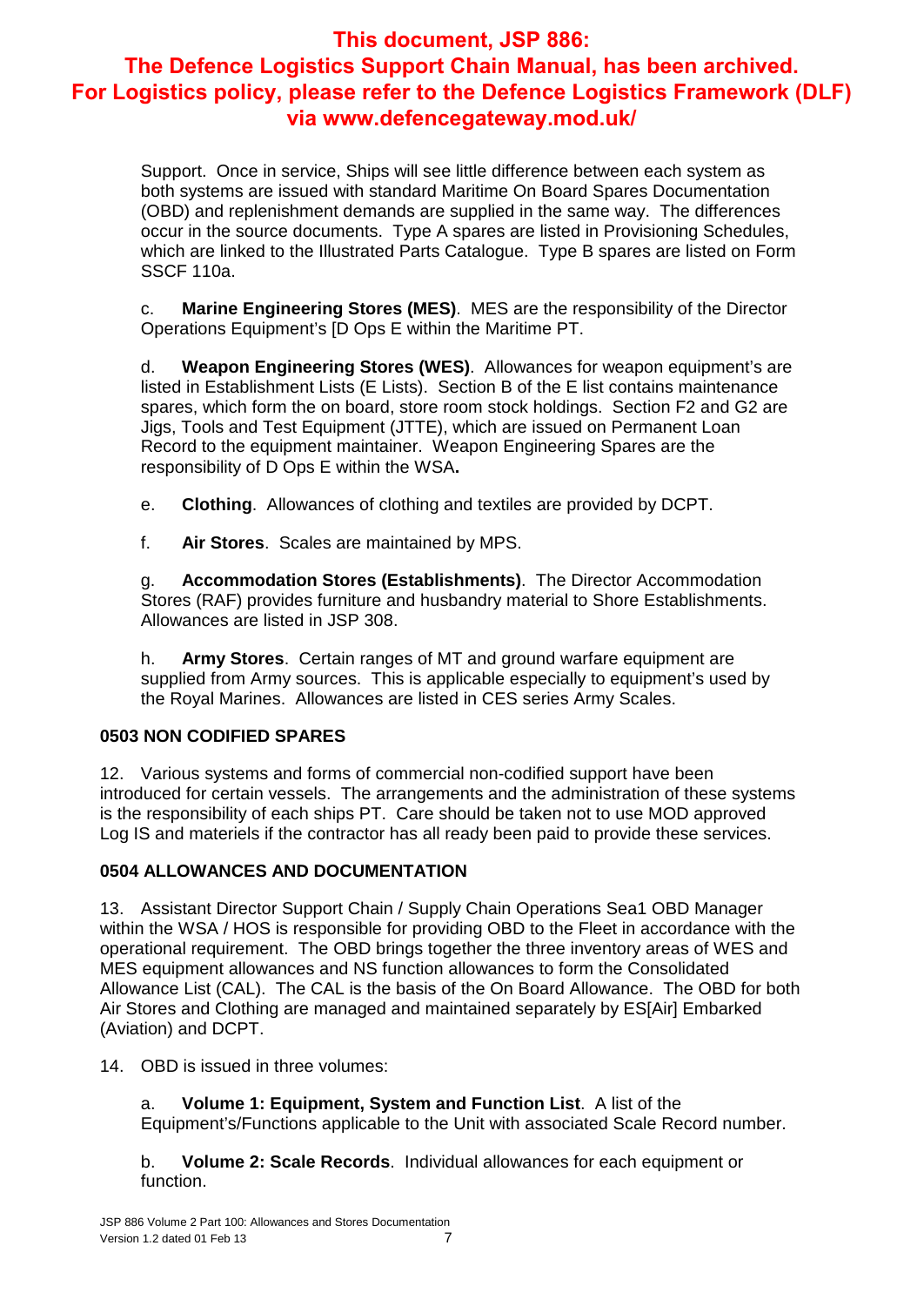**This document, JSP 886: The Defence Logistics Support Chain Manual, has been archived. For Logistics policy, please refer to the Defence Logistics Framework (DLF) via www.defencegateway.mod.uk/**

Support. Once in service, Ships will see little difference between each system as both systems are issued with standard Maritime On Board Spares Documentation (OBD) and replenishment demands are supplied in the same way. The differences occur in the source documents. Type A spares are listed in Provisioning Schedules, which are linked to the Illustrated Parts Catalogue. Type B spares are listed on Form SSCF 110a.

c. **Marine Engineering Stores (MES)**. MES are the responsibility of the Director Operations Equipment's [D Ops E within the Maritime PT.

d. **Weapon Engineering Stores (WES)**. Allowances for weapon equipment's are listed in Establishment Lists (E Lists). Section B of the E list contains maintenance spares, which form the on board, store room stock holdings. Section F2 and G2 are Jigs, Tools and Test Equipment (JTTE), which are issued on Permanent Loan Record to the equipment maintainer. Weapon Engineering Spares are the responsibility of D Ops E within the WSA**.**

e. **Clothing**. Allowances of clothing and textiles are provided by DCPT.

f. **Air Stores**. Scales are maintained by MPS.

g. **Accommodation Stores (Establishments)**. The Director Accommodation Stores (RAF) provides furniture and husbandry material to Shore Establishments. Allowances are listed in JSP 308.

h. **Army Stores**. Certain ranges of MT and ground warfare equipment are supplied from Army sources. This is applicable especially to equipment's used by the Royal Marines. Allowances are listed in CES series Army Scales.

### 0503 NON CODIFIED SPARES

12. Various systems and forms of commercial non-codified support have been introduced for certain vessels. The arrangements and the administration of these systems is the responsibility of each ships PT. Care should be taken not to use MOD approved Log IS and materiels if the contractor has all ready been paid to provide these services.

### 0504 ALLOWANCES AND DOCUMENTATION

13. Assistant Director Support Chain / Supply Chain Operations Sea1 OBD Manager within the WSA / HOS is responsible for providing OBD to the Fleet in accordance with the operational requirement. The OBD brings together the three inventory areas of WES and MES equipment allowances and NS function allowances to form the Consolidated Allowance List (CAL). The CAL is the basis of the On Board Allowance. The OBD for both Air Stores and Clothing are managed and maintained separately by ES[Air] Embarked (Aviation) and DCPT.

14. OBD is issued in three volumes:

a. **Volume 1: Equipment, System and Function List**. A list of the Equipment's/Functions applicable to the Unit with associated Scale Record number.

b. **Volume 2: Scale Records**. Individual allowances for each equipment or function.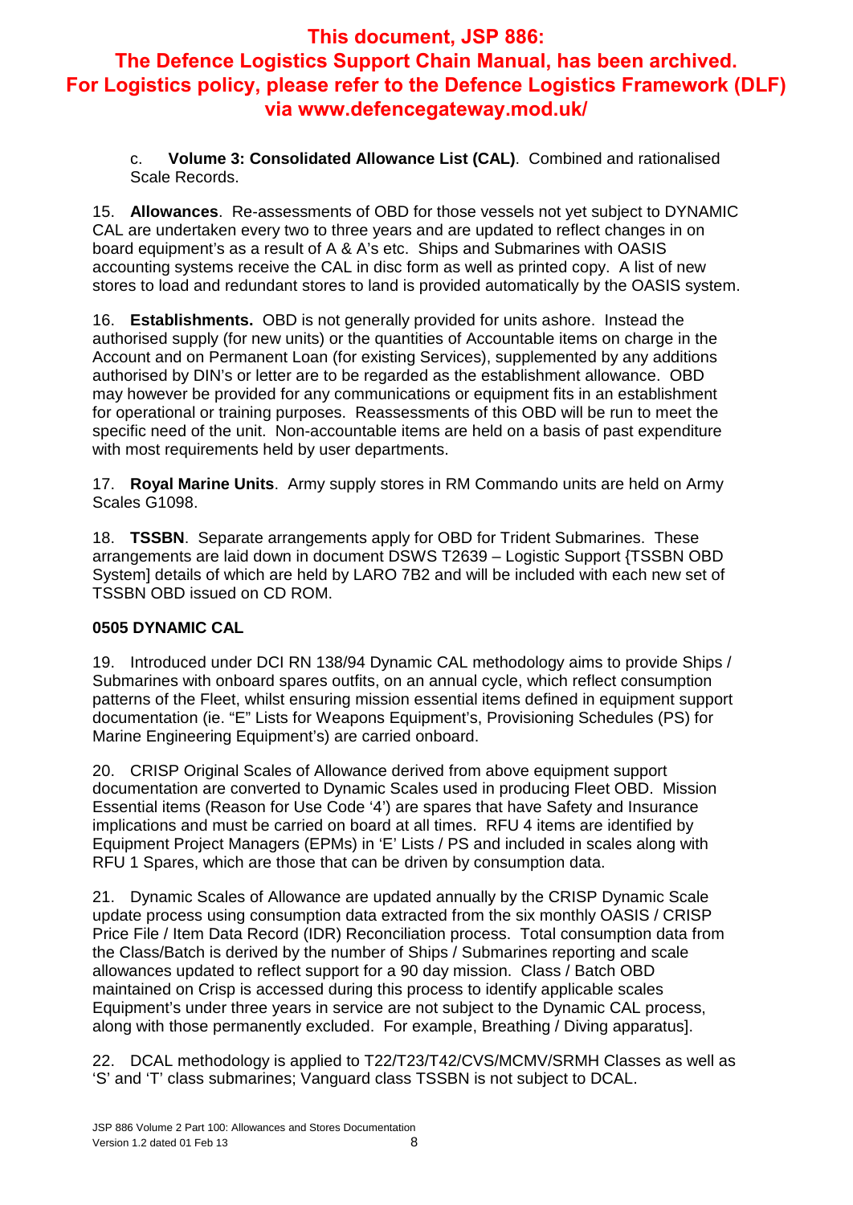**This document, JSP 886: The Defence Logistics Support Chain Manual, has been archived. For Logistics policy, please refer to the Defence Logistics Framework (DLF) via www.defencegateway.mod.uk/**

c. **Volume 3: Consolidated Allowance List (CAL)**. Combined and rationalised Scale Records.

15. **Allowances**. Re-assessments of OBD for those vessels not yet subject to DYNAMIC CAL are undertaken every two to three years and are updated to reflect changes in on board equipment's as a result of A & A's etc. Ships and Submarines with OASIS accounting systems receive the CAL in disc form as well as printed copy. A list of new stores to load and redundant stores to land is provided automatically by the OASIS system.

16. **Establishments.** OBD is not generally provided for units ashore. Instead the authorised supply (for new units) or the quantities of Accountable items on charge in the Account and on Permanent Loan (for existing Services), supplemented by any additions authorised by DIN's or letter are to be regarded as the establishment allowance. OBD may however be provided for any communications or equipment fits in an establishment for operational or training purposes. Reassessments of this OBD will be run to meet the specific need of the unit. Non-accountable items are held on a basis of past expenditure with most requirements held by user departments.

17. **Royal Marine Units**. Army supply stores in RM Commando units are held on Army Scales G1098.

18. **TSSBN**. Separate arrangements apply for OBD for Trident Submarines. These arrangements are laid down in document DSWS T2639 – Logistic Support {TSSBN OBD System] details of which are held by LARO 7B2 and will be included with each new set of TSSBN OBD issued on CD ROM.

**0505 DYNAMIC CAL**

19. Introduced under DCI RN 138/94 Dynamic CAL methodology aims to provide Ships / Submarines with onboard spares outfits, on an annual cycle, which reflect consumption patterns of the Fleet, whilst ensuring mission essential items defined in equipment support documentation (ie. "E" Lists for Weapons Equipment's, Provisioning Schedules (PS) for Marine Engineering Equipment's) are carried onboard.

20. CRISP Original Scales of Allowance derived from above equipment support documentation are converted to Dynamic Scales used in producing Fleet OBD. Mission Essential items (Reason for Use Code '4') are spares that have Safety and Insurance implications and must be carried on board at all times. RFU 4 items are identified by Equipment Project Managers (EPMs) in 'E' Lists / PS and included in scales along with RFU 1 Spares, which are those that can be driven by consumption data.

21. Dynamic Scales of Allowance are updated annually by the CRISP Dynamic Scale update process using consumption data extracted from the six monthly OASIS / CRISP Price File / Item Data Record (IDR) Reconciliation process. Total consumption data from the Class/Batch is derived by the number of Ships / Submarines reporting and scale allowances updated to reflect support for a 90 day mission. Class / Batch OBD maintained on Crisp is accessed during this process to identify applicable scales Equipment's under three years in service are not subject to the Dynamic CAL process, along with those permanently excluded. For example, Breathing / Diving apparatus].

22. DCAL methodology is applied to T22/T23/T42/CVS/MCMV/SRMH Classes as well as 'S' and 'T' class submarines; Vanguard class TSSBN is not subject to DCAL.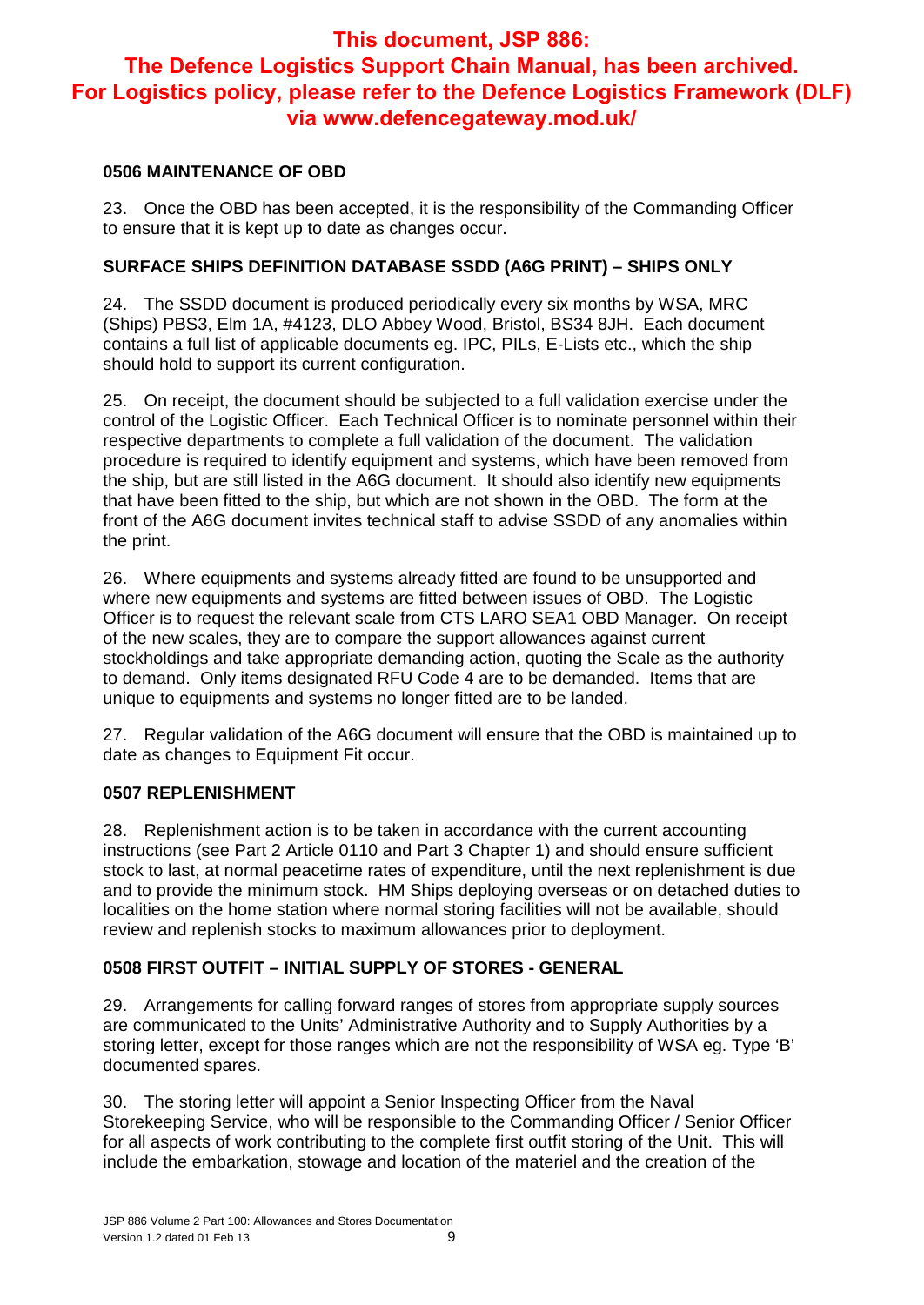**This document, JSP 886: The Defence Logistics Support Chain Manual, has been archived. For Logistics policy, please refer to the Defence Logistics Framework (DLF) via www.defencegateway.mod.uk/**

### 0506 MAINTENANCE OF OBD

23. Once the OBD has been accepted, it is the responsibility of the Commanding Officer to ensure that it is kept up to date as changes occur.

### SURFACE SHIPS DEFINITION DATABASE SSDD (A6G PRINT) – SHIPS ONLY

24. The SSDD document is produced periodically every six months by WSA, MRC (Ships) PBS3, Elm 1A, #4123, DLO Abbey Wood, Bristol, BS34 8JH. Each document contains a full list of applicable documents eg. IPC, PILs, E-Lists etc., which the ship should hold to support its current configuration.

25. On receipt, the document should be subjected to a full validation exercise under the control of the Logistic Officer. Each Technical Officer is to nominate personnel within their respective departments to complete a full validation of the document. The validation procedure is required to identify equipment and systems, which have been removed from the ship, but are still listed in the A6G document. It should also identify new equipments that have been fitted to the ship, but which are not shown in the OBD. The form at the front of the A6G document invites technical staff to advise SSDD of any anomalies within the print.

26. Where equipments and systems already fitted are found to be unsupported and where new equipments and systems are fitted between issues of OBD. The Logistic Officer is to request the relevant scale from CTS LARO SEA1 OBD Manager. On receipt of the new scales, they are to compare the support allowances against current stockholdings and take appropriate demanding action, quoting the Scale as the authority to demand. Only items designated RFU Code 4 are to be demanded. Items that are unique to equipments and systems no longer fitted are to be landed.

27. Regular validation of the A6G document will ensure that the OBD is maintained up to date as changes to Equipment Fit occur.

### 0507 REPLENISHMENT

28. Replenishment action is to be taken in accordance with the current accounting instructions (see Part 2 Article 0110 and Part 3 Chapter 1) and should ensure sufficient stock to last, at normal peacetime rates of expenditure, until the next replenishment is due and to provide the minimum stock. HM Ships deploying overseas or on detached duties to localities on the home station where normal storing facilities will not be available, should review and replenish stocks to maximum allowances prior to deployment.

### 0508 FIRST OUTFIT – INITIAL SUPPLY OF STORES - GENERAL

29. Arrangements for calling forward ranges of stores from appropriate supply sources are communicated to the Units' Administrative Authority and to Supply Authorities by a storing letter, except for those ranges which are not the responsibility of WSA eg. Type 'B' documented spares.

30. The storing letter will appoint a Senior Inspecting Officer from the Naval Storekeeping Service, who will be responsible to the Commanding Officer / Senior Officer for all aspects of work contributing to the complete first outfit storing of the Unit. This will include the embarkation, stowage and location of the materiel and the creation of the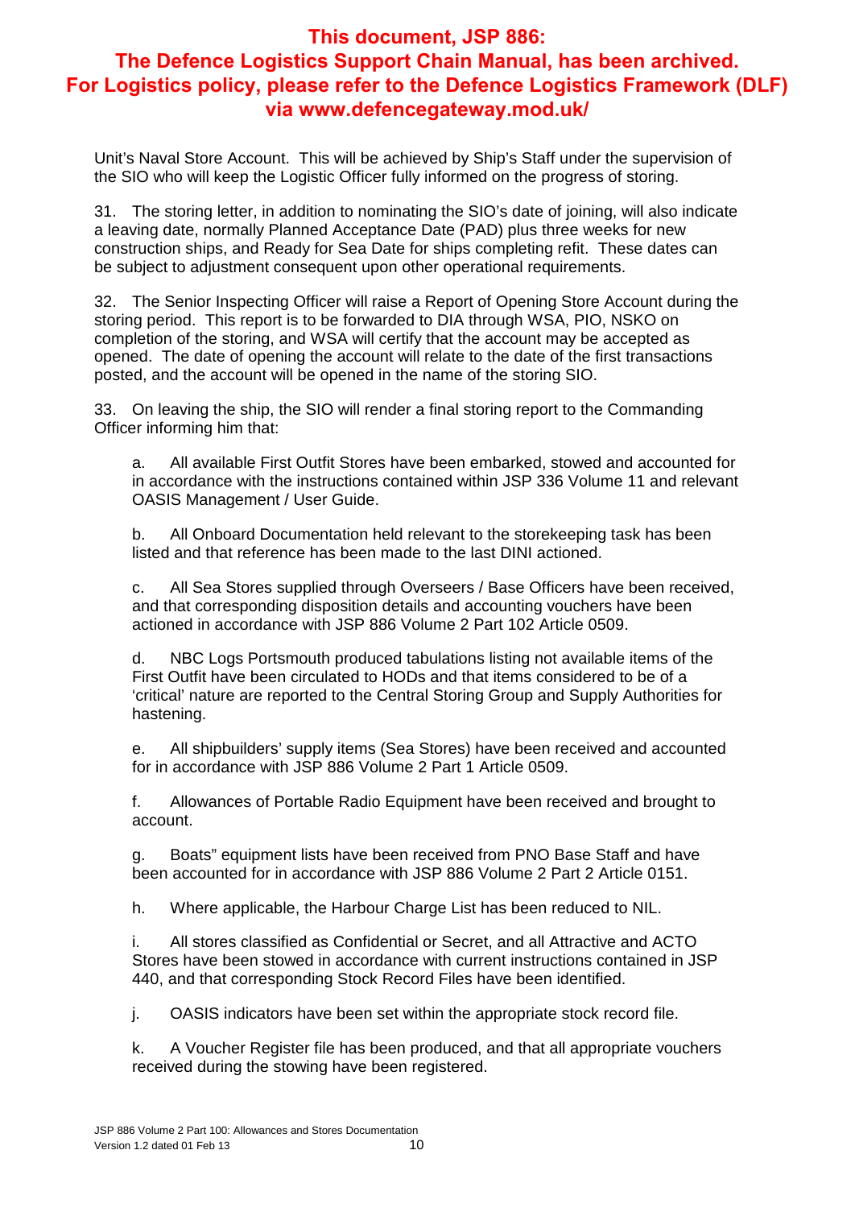**This document, JSP 886: The Defence Logistics Support Chain Manual, has been archived. For Logistics policy, please refer to the Defence Logistics Framework (DLF) via www.defencegateway.mod.uk/**

Unit's Naval Store Account. This will be achieved by Ship's Staff under the supervision of the SIO who will keep the Logistic Officer fully informed on the progress of storing.

31. The storing letter, in addition to nominating the SIO's date of joining, will also indicate a leaving date, normally Planned Acceptance Date (PAD) plus three weeks for new construction ships, and Ready for Sea Date for ships completing refit. These dates can be subject to adjustment consequent upon other operational requirements.

32. The Senior Inspecting Officer will raise a Report of Opening Store Account during the storing period. This report is to be forwarded to DIA through WSA, PIO, NSKO on completion of the storing, and WSA will certify that the account may be accepted as opened. The date of opening the account will relate to the date of the first transactions posted, and the account will be opened in the name of the storing SIO.

33. On leaving the ship, the SIO will render a final storing report to the Commanding Officer informing him that:

a. All available First Outfit Stores have been embarked, stowed and accounted for in accordance with the instructions contained within JSP 336 Volume 11 and relevant OASIS Management / User Guide.

b. All Onboard Documentation held relevant to the storekeeping task has been listed and that reference has been made to the last DINI actioned.

c. All Sea Stores supplied through Overseers / Base Officers have been received, and that corresponding disposition details and accounting vouchers have been actioned in accordance with JSP 886 Volume 2 Part 102 Article 0509.

d. NBC Logs Portsmouth produced tabulations listing not available items of the First Outfit have been circulated to HODs and that items considered to be of a 'critical' nature are reported to the Central Storing Group and Supply Authorities for hastening.

e. All shipbuilders' supply items (Sea Stores) have been received and accounted for in accordance with JSP 886 Volume 2 Part 1 Article 0509.

f. Allowances of Portable Radio Equipment have been received and brought to account.

g. Boats" equipment lists have been received from PNO Base Staff and have been accounted for in accordance with JSP 886 Volume 2 Part 2 Article 0151.

h. Where applicable, the Harbour Charge List has been reduced to NIL.

i. All stores classified as Confidential or Secret, and all Attractive and ACTO Stores have been stowed in accordance with current instructions contained in JSP 440, and that corresponding Stock Record Files have been identified.

j. OASIS indicators have been set within the appropriate stock record file.

k. A Voucher Register file has been produced, and that all appropriate vouchers received during the stowing have been registered.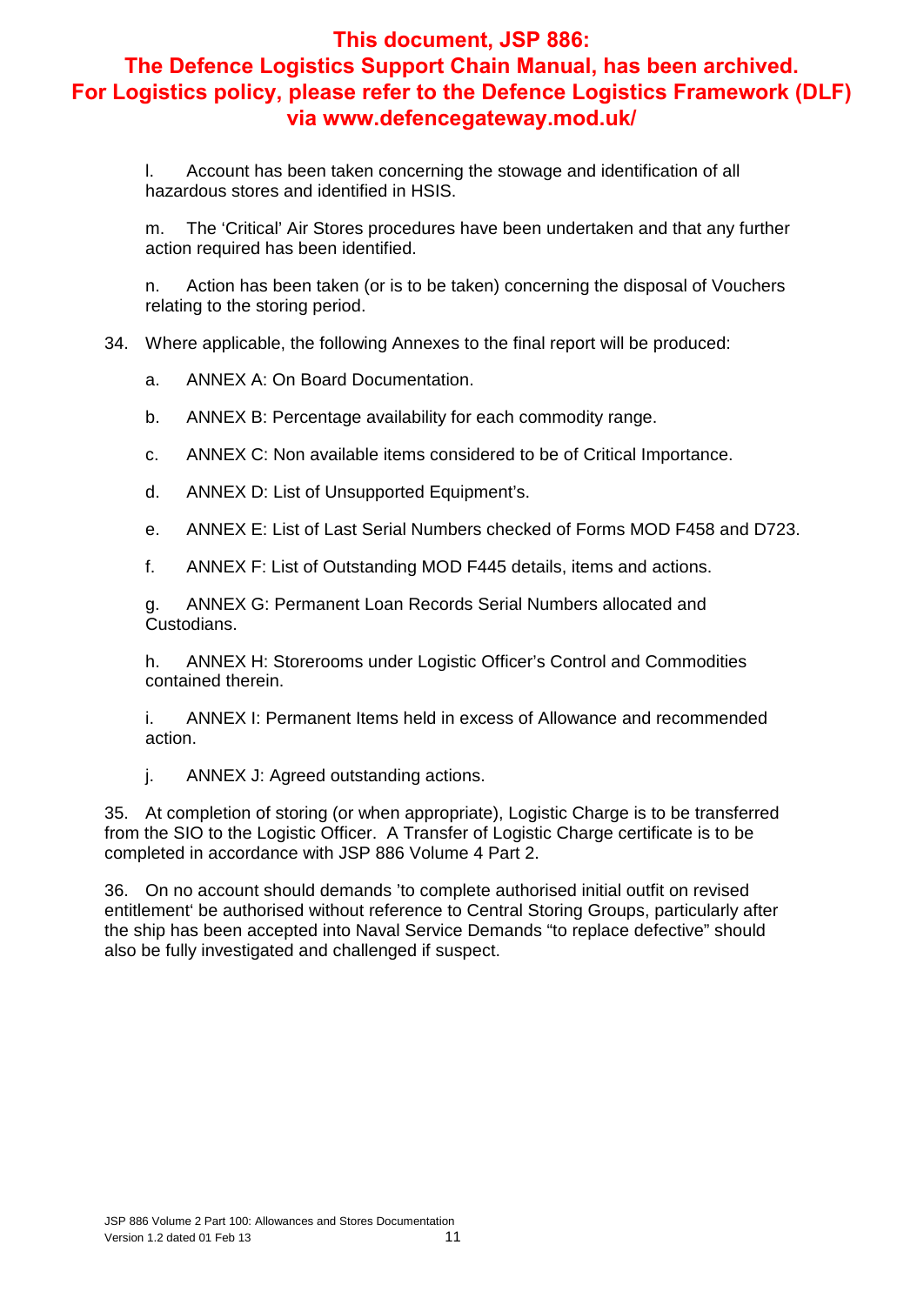**This document, JSP 886: The Defence Logistics Support Chain Manual, has been archived. For Logistics policy, please refer to the Defence Logistics Framework (DLF) via www.defencegateway.mod.uk/**

l. Account has been taken concerning the stowage and identification of all hazardous stores and identified in HSIS.

m. The 'Critical' Air Stores procedures have been undertaken and that any further action required has been identified.

n. Action has been taken (or is to be taken) concerning the disposal of Vouchers relating to the storing period.

34. Where applicable, the following Annexes to the final report will be produced:

a. ANNEX A: On Board Documentation.

b. ANNEX B: Percentage availability for each commodity range.

c. ANNEX C: Non available items considered to be of Critical Importance.

d. ANNEX D: List of Unsupported Equipment's.

e. ANNEX E: List of Last Serial Numbers checked of Forms MOD F458 and D723.

f. ANNEX F: List of Outstanding MOD F445 details, items and actions.

g. ANNEX G: Permanent Loan Records Serial Numbers allocated and Custodians.

h. ANNEX H: Storerooms under Logistic Officer's Control and Commodities contained therein.

i. ANNEX I: Permanent Items held in excess of Allowance and recommended action.

j. ANNEX J: Agreed outstanding actions.

35. At completion of storing (or when appropriate), Logistic Charge is to be transferred from the SIO to the Logistic Officer. A Transfer of Logistic Charge certificate is to be completed in accordance with JSP 886 Volume 4 Part 2.

36. On no account should demands 'to complete authorised initial outfit on revised entitlement' be authorised without reference to Central Storing Groups, particularly after the ship has been accepted into Naval Service Demands "to replace defective" should also be fully investigated and challenged if suspect.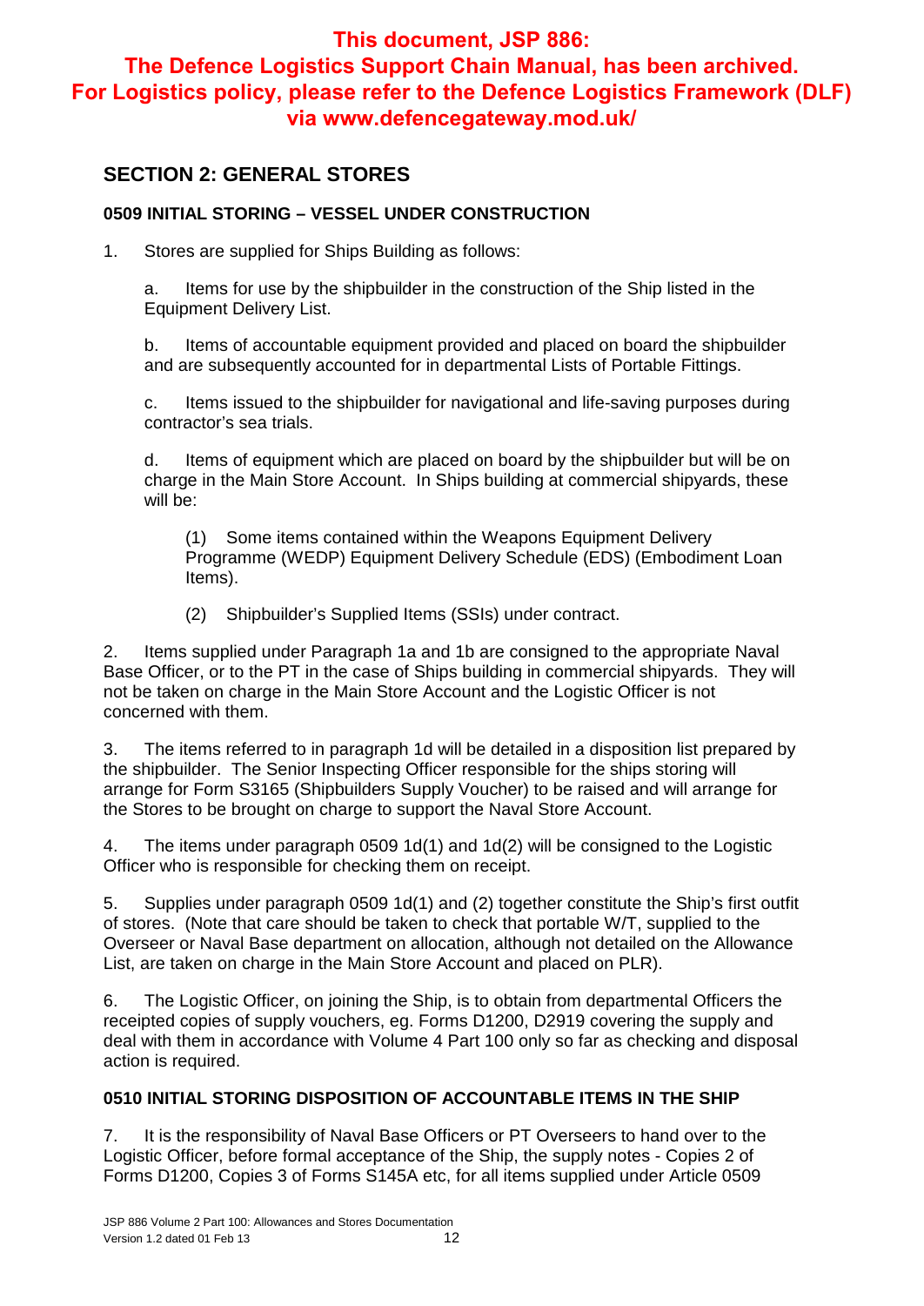**This document, JSP 886: The Defence Logistics Support Chain Manual, has been archived. For Logistics policy, please refer to the Defence Logistics Framework (DLF) via www.defencegateway.mod.uk/**

## SECTION 2: GENERAL STORES

### 0509 INITIAL STORING – VESSEL UNDER CONSTRUCTION

1. Stores are supplied for Ships Building as follows:

    a. Items for use by the shipbuilder in the construction of the Ship listed in the Equipment Delivery List.

    b. Items of accountable equipment provided and placed on board the shipbuilder and are subsequently accounted for in departmental Lists of Portable Fittings.

    c. Items issued to the shipbuilder for navigational and life-saving purposes during contractor's sea trials.

    d. Items of equipment which are placed on board by the shipbuilder but will be on charge in the Main Store Account. In Ships building at commercial shipyards, these will be:

        (1) Some items contained within the Weapons Equipment Delivery Programme (WEDP) Equipment Delivery Schedule (EDS) (Embodiment Loan Items).

        (2) Shipbuilder's Supplied Items (SSIs) under contract.

2. Items supplied under Paragraph 1a and 1b are consigned to the appropriate Naval Base Officer, or to the PT in the case of Ships building in commercial shipyards. They will not be taken on charge in the Main Store Account and the Logistic Officer is not concerned with them.

3. The items referred to in paragraph 1d will be detailed in a disposition list prepared by the shipbuilder. The Senior Inspecting Officer responsible for the ships storing will arrange for Form S3165 (Shipbuilders Supply Voucher) to be raised and will arrange for the Stores to be brought on charge to support the Naval Store Account.

4. The items under paragraph 0509 1d(1) and 1d(2) will be consigned to the Logistic Officer who is responsible for checking them on receipt.

5. Supplies under paragraph 0509 1d(1) and (2) together constitute the Ship's first outfit of stores. (Note that care should be taken to check that portable W/T, supplied to the Overseer or Naval Base department on allocation, although not detailed on the Allowance List, are taken on charge in the Main Store Account and placed on PLR).

6. The Logistic Officer, on joining the Ship, is to obtain from departmental Officers the receipted copies of supply vouchers, eg. Forms D1200, D2919 covering the supply and deal with them in accordance with Volume 4 Part 100 only so far as checking and disposal action is required.

### 0510 INITIAL STORING DISPOSITION OF ACCOUNTABLE ITEMS IN THE SHIP

7. It is the responsibility of Naval Base Officers or PT Overseers to hand over to the Logistic Officer, before formal acceptance of the Ship, the supply notes - Copies 2 of Forms D1200, Copies 3 of Forms S145A etc, for all items supplied under Article 0509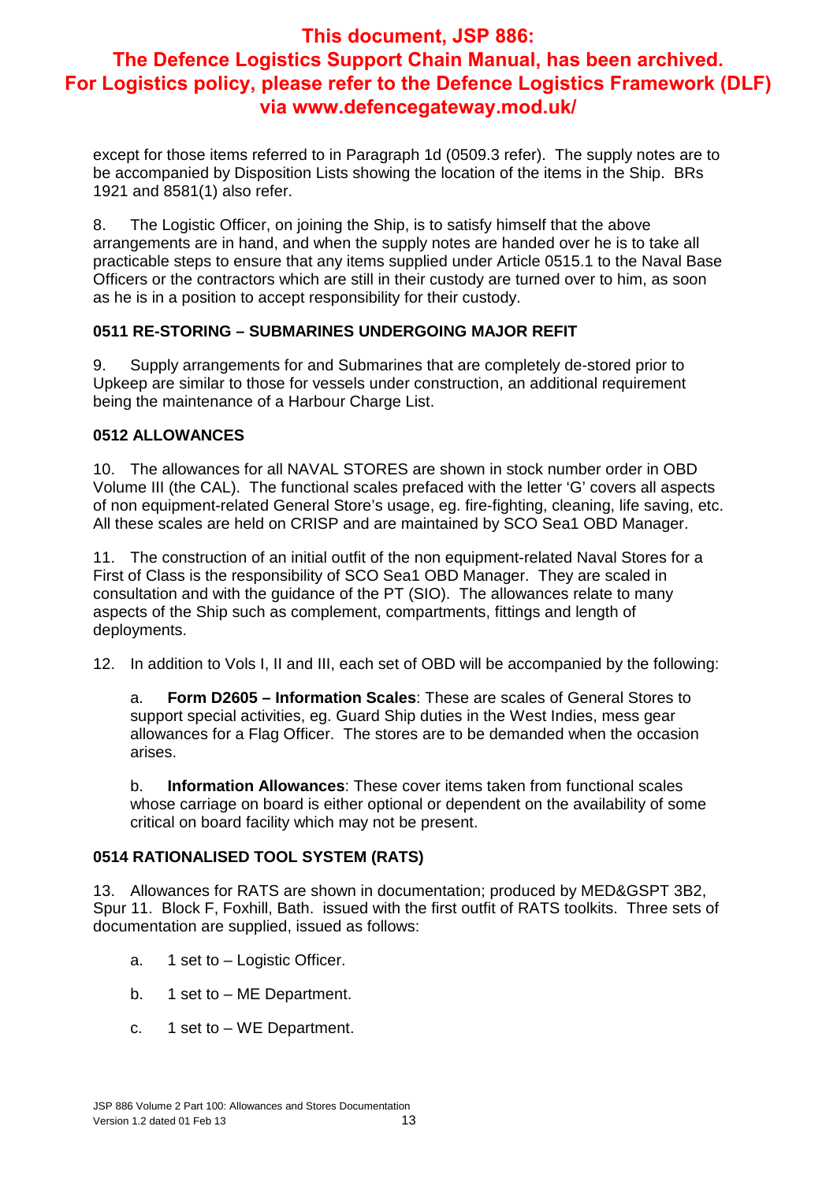except for those items referred to in Paragraph 1d (0509.3 refer). The supply notes are to be accompanied by Disposition Lists showing the location of the items in the Ship. BRs 1921 and 8581(1) also refer.

8. The Logistic Officer, on joining the Ship, is to satisfy himself that the above arrangements are in hand, and when the supply notes are handed over he is to take all practicable steps to ensure that any items supplied under Article 0515.1 to the Naval Base Officers or the contractors which are still in their custody are turned over to him, as soon as he is in a position to accept responsibility for their custody.

### 0511 RE-STORING – SUBMARINES UNDERGOING MAJOR REFIT

9. Supply arrangements for and Submarines that are completely de-stored prior to Upkeep are similar to those for vessels under construction, an additional requirement being the maintenance of a Harbour Charge List.

### 0512 ALLOWANCES

10. The allowances for all NAVAL STORES are shown in stock number order in OBD Volume III (the CAL). The functional scales prefaced with the letter 'G' covers all aspects of non equipment-related General Store's usage, eg. fire-fighting, cleaning, life saving, etc. All these scales are held on CRISP and are maintained by SCO Sea1 OBD Manager.

11. The construction of an initial outfit of the non equipment-related Naval Stores for a First of Class is the responsibility of SCO Sea1 OBD Manager. They are scaled in consultation and with the guidance of the PT (SIO). The allowances relate to many aspects of the Ship such as complement, compartments, fittings and length of deployments.

12. In addition to Vols I, II and III, each set of OBD will be accompanied by the following:

a. **Form D2605 – Information Scales**: These are scales of General Stores to support special activities, eg. Guard Ship duties in the West Indies, mess gear allowances for a Flag Officer. The stores are to be demanded when the occasion arises.

b. **Information Allowances**: These cover items taken from functional scales whose carriage on board is either optional or dependent on the availability of some critical on board facility which may not be present.

### 0514 RATIONALISED TOOL SYSTEM (RATS)

13. Allowances for RATS are shown in documentation; produced by MED&GSPT 3B2, Spur 11. Block F, Foxhill, Bath. issued with the first outfit of RATS toolkits. Three sets of documentation are supplied, issued as follows:

a. 1 set to – Logistic Officer.

b. 1 set to – ME Department.

c. 1 set to – WE Department.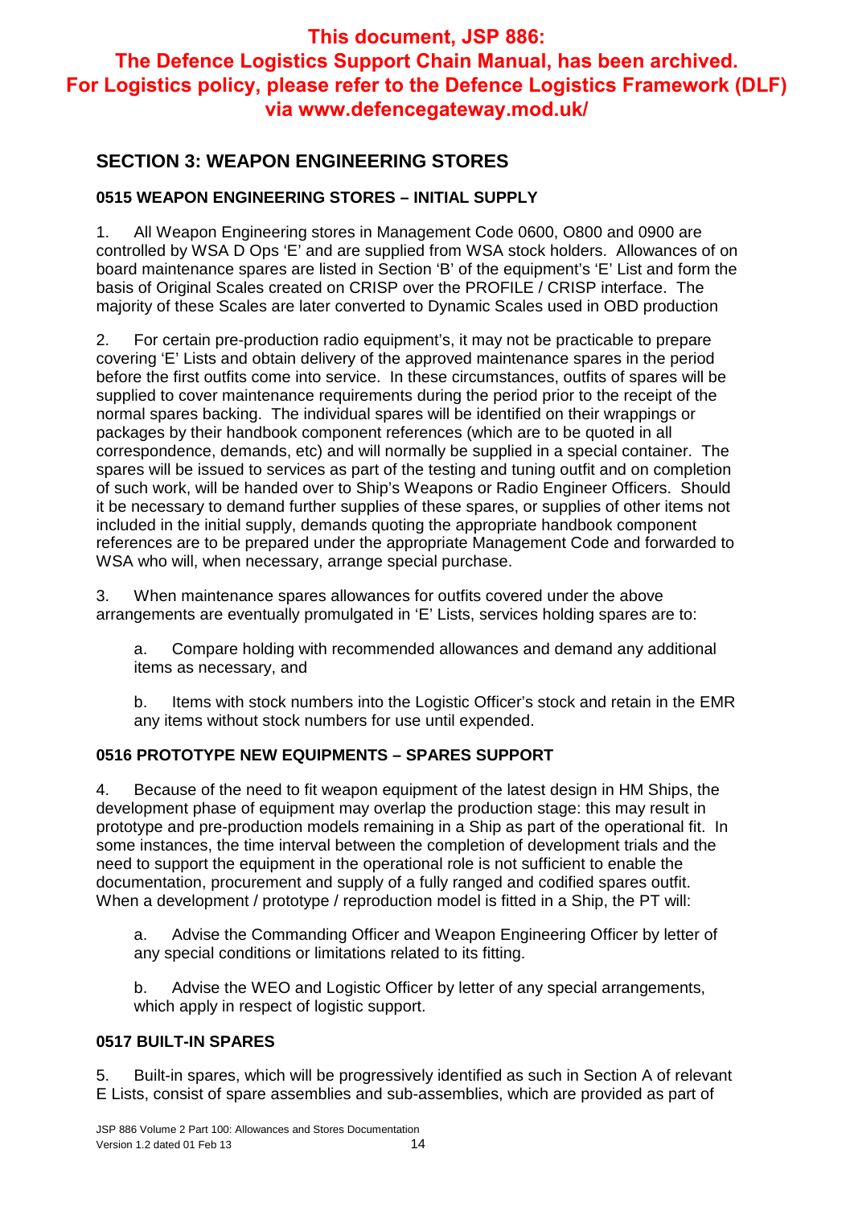**This document, JSP 886:**
**The Defence Logistics Support Chain Manual, has been archived.**
**For Logistics policy, please refer to the Defence Logistics Framework (DLF) via www.defencegateway.mod.uk/**

## SECTION 3: WEAPON ENGINEERING STORES

### 0515 WEAPON ENGINEERING STORES – INITIAL SUPPLY

1. All Weapon Engineering stores in Management Code 0600, O800 and 0900 are controlled by WSA D Ops 'E' and are supplied from WSA stock holders. Allowances of on board maintenance spares are listed in Section 'B' of the equipment's 'E' List and form the basis of Original Scales created on CRISP over the PROFILE / CRISP interface. The majority of these Scales are later converted to Dynamic Scales used in OBD production

2. For certain pre-production radio equipment's, it may not be practicable to prepare covering 'E' Lists and obtain delivery of the approved maintenance spares in the period before the first outfits come into service. In these circumstances, outfits of spares will be supplied to cover maintenance requirements during the period prior to the receipt of the normal spares backing. The individual spares will be identified on their wrappings or packages by their handbook component references (which are to be quoted in all correspondence, demands, etc) and will normally be supplied in a special container. The spares will be issued to services as part of the testing and tuning outfit and on completion of such work, will be handed over to Ship's Weapons or Radio Engineer Officers. Should it be necessary to demand further supplies of these spares, or supplies of other items not included in the initial supply, demands quoting the appropriate handbook component references are to be prepared under the appropriate Management Code and forwarded to WSA who will, when necessary, arrange special purchase.

3. When maintenance spares allowances for outfits covered under the above arrangements are eventually promulgated in 'E' Lists, services holding spares are to:

   a. Compare holding with recommended allowances and demand any additional items as necessary, and

   b. Items with stock numbers into the Logistic Officer's stock and retain in the EMR any items without stock numbers for use until expended.

### 0516 PROTOTYPE NEW EQUIPMENTS – SPARES SUPPORT

4. Because of the need to fit weapon equipment of the latest design in HM Ships, the development phase of equipment may overlap the production stage: this may result in prototype and pre-production models remaining in a Ship as part of the operational fit. In some instances, the time interval between the completion of development trials and the need to support the equipment in the operational role is not sufficient to enable the documentation, procurement and supply of a fully ranged and codified spares outfit. When a development / prototype / reproduction model is fitted in a Ship, the PT will:

   a. Advise the Commanding Officer and Weapon Engineering Officer by letter of any special conditions or limitations related to its fitting.

   b. Advise the WEO and Logistic Officer by letter of any special arrangements, which apply in respect of logistic support.

### 0517 BUILT-IN SPARES

5. Built-in spares, which will be progressively identified as such in Section A of relevant E Lists, consist of spare assemblies and sub-assemblies, which are provided as part of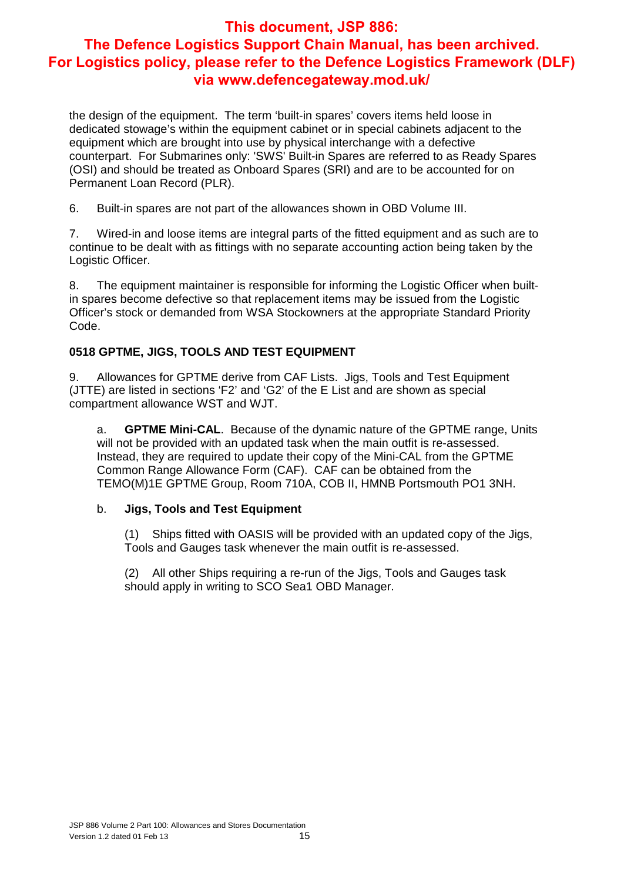the design of the equipment. The term 'built-in spares' covers items held loose in dedicated stowage's within the equipment cabinet or in special cabinets adjacent to the equipment which are brought into use by physical interchange with a defective counterpart. For Submarines only: 'SWS' Built-in Spares are referred to as Ready Spares (OSI) and should be treated as Onboard Spares (SRI) and are to be accounted for on Permanent Loan Record (PLR).

6. Built-in spares are not part of the allowances shown in OBD Volume III.

7. Wired-in and loose items are integral parts of the fitted equipment and as such are to continue to be dealt with as fittings with no separate accounting action being taken by the Logistic Officer.

8. The equipment maintainer is responsible for informing the Logistic Officer when built-in spares become defective so that replacement items may be issued from the Logistic Officer's stock or demanded from WSA Stockowners at the appropriate Standard Priority Code.

**0518 GPTME, JIGS, TOOLS AND TEST EQUIPMENT**

9. Allowances for GPTME derive from CAF Lists. Jigs, Tools and Test Equipment (JTTE) are listed in sections 'F2' and 'G2' of the E List and are shown as special compartment allowance WST and WJT.

a. **GPTME Mini-CAL**. Because of the dynamic nature of the GPTME range, Units will not be provided with an updated task when the main outfit is re-assessed. Instead, they are required to update their copy of the Mini-CAL from the GPTME Common Range Allowance Form (CAF). CAF can be obtained from the TEMO(M)1E GPTME Group, Room 710A, COB II, HMNB Portsmouth PO1 3NH.

b. **Jigs, Tools and Test Equipment**

(1) Ships fitted with OASIS will be provided with an updated copy of the Jigs, Tools and Gauges task whenever the main outfit is re-assessed.

(2) All other Ships requiring a re-run of the Jigs, Tools and Gauges task should apply in writing to SCO Sea1 OBD Manager.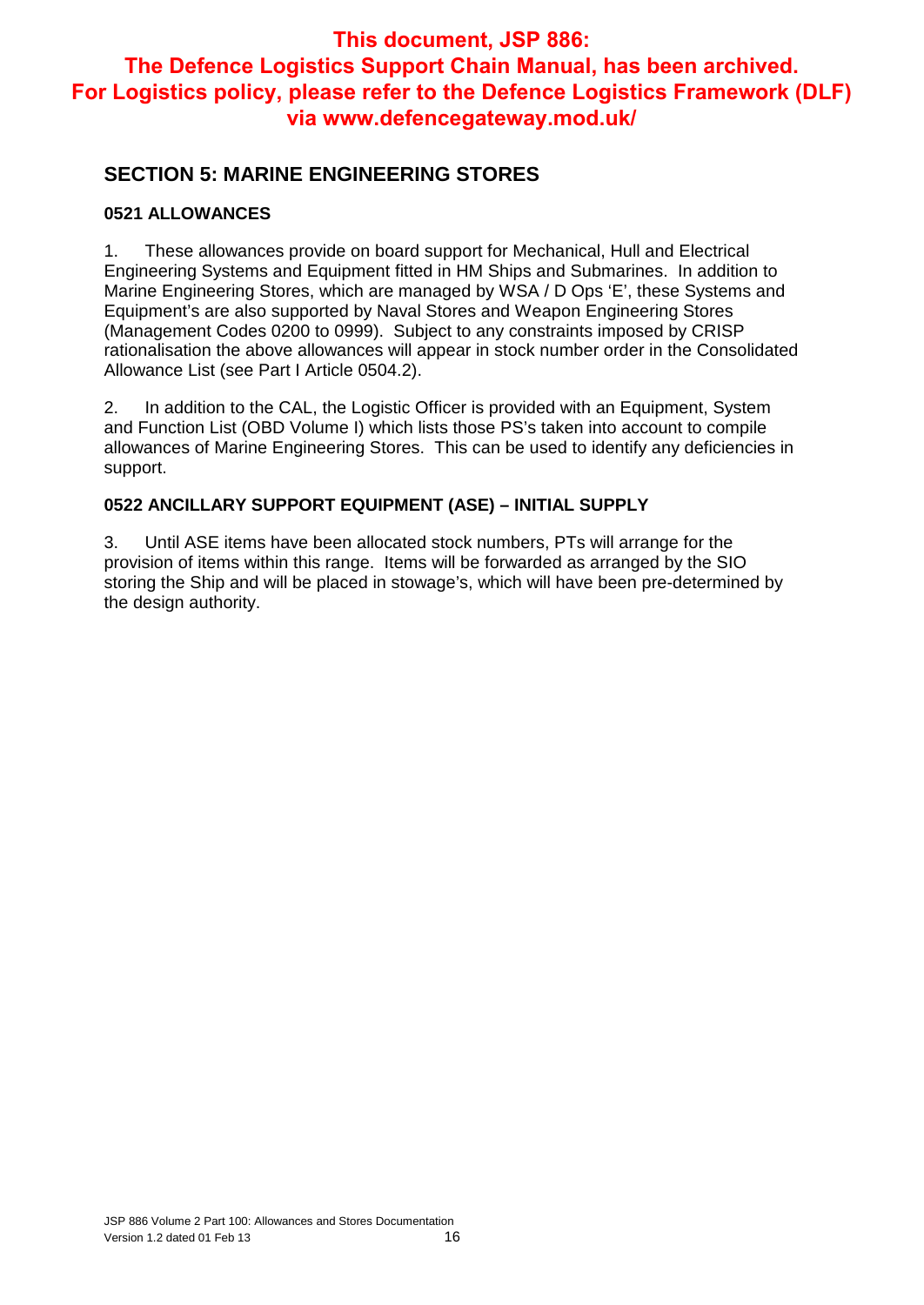**This document, JSP 886: The Defence Logistics Support Chain Manual, has been archived. For Logistics policy, please refer to the Defence Logistics Framework (DLF) via www.defencegateway.mod.uk/**

## SECTION 5: MARINE ENGINEERING STORES

### 0521 ALLOWANCES

1. These allowances provide on board support for Mechanical, Hull and Electrical Engineering Systems and Equipment fitted in HM Ships and Submarines. In addition to Marine Engineering Stores, which are managed by WSA / D Ops 'E', these Systems and Equipment's are also supported by Naval Stores and Weapon Engineering Stores (Management Codes 0200 to 0999). Subject to any constraints imposed by CRISP rationalisation the above allowances will appear in stock number order in the Consolidated Allowance List (see Part I Article 0504.2).

2. In addition to the CAL, the Logistic Officer is provided with an Equipment, System and Function List (OBD Volume I) which lists those PS's taken into account to compile allowances of Marine Engineering Stores. This can be used to identify any deficiencies in support.

### 0522 ANCILLARY SUPPORT EQUIPMENT (ASE) – INITIAL SUPPLY

3. Until ASE items have been allocated stock numbers, PTs will arrange for the provision of items within this range. Items will be forwarded as arranged by the SIO storing the Ship and will be placed in stowage's, which will have been pre-determined by the design authority.